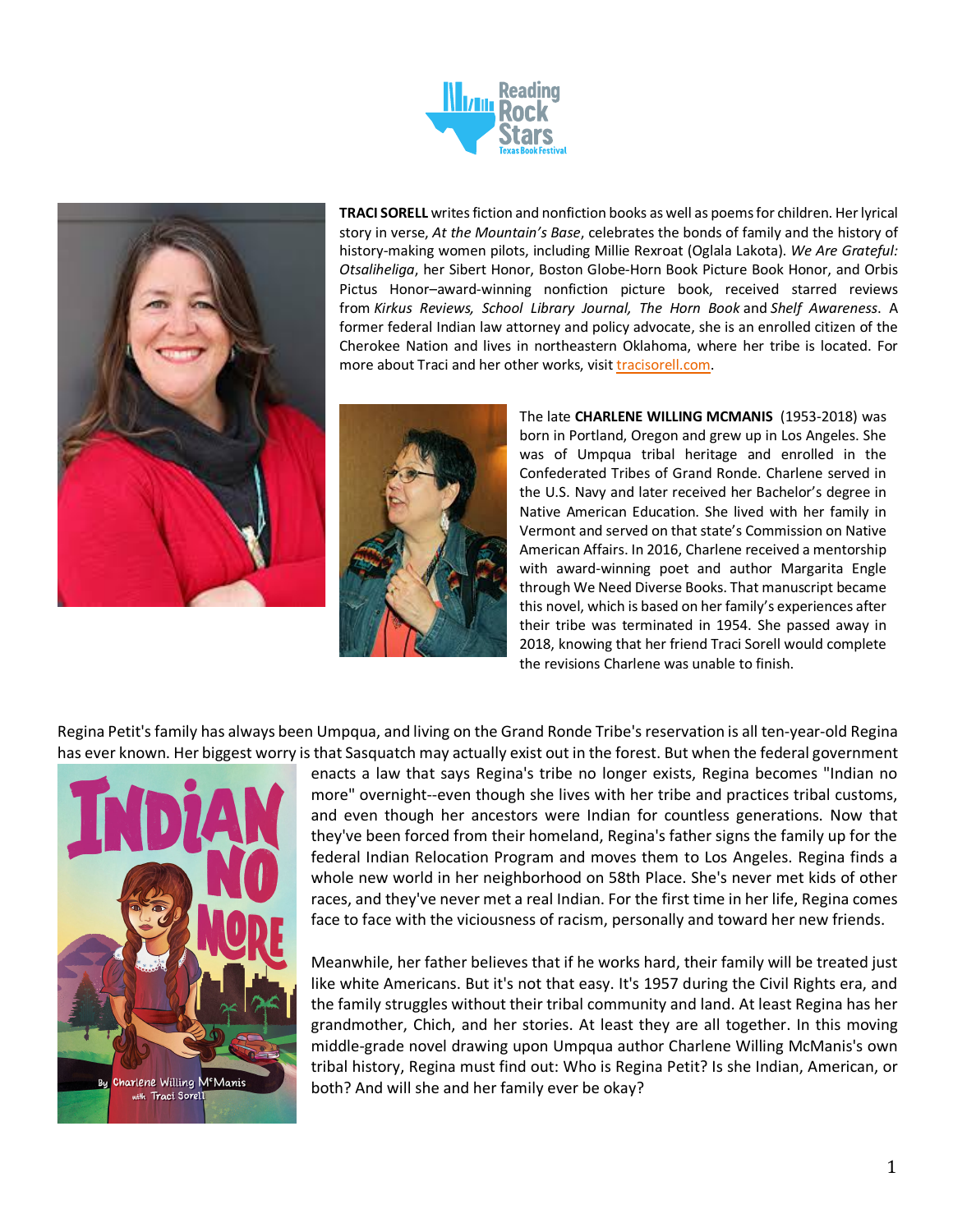**TRACI SORELL** writes fiction and nonfiction books as well as poems for children. Her lyrical story in verse, *At the Mountain's Base*, celebrates the bonds of family and the history of history-making women pilots, including Millie Rexroat (Oglala Lakota). *We Are Grateful: Otsaliheliga*, her Sibert Honor, Boston Globe-Horn Book Picture Book Honor, and Orbis Pictus Honor–award-winning nonfiction picture book, received starred reviews from *Kirkus Reviews, School Library Journal, The Horn Book* and *Shelf Awareness*. A former federal Indian law attorney and policy advocate, she is an enrolled citizen of the Cherokee Nation and lives in northeastern Oklahoma, where her tribe is located. For more about Traci and her other works, visit tracisorell.com.

The late **CHARLENE WILLING MCMANIS** (1953-2018) was born in Portland, Oregon and grew up in Los Angeles. She was of Umpqua tribal heritage and enrolled in the Confederated Tribes of Grand Ronde. Charlene served in the U.S. Navy and later received her Bachelor's degree in Native American Education. She lived with her family in Vermont and served on that state's Commission on Native American Affairs. In 2016, Charlene received a mentorship with award-winning poet and author Margarita Engle through We Need Diverse Books. That manuscript became this novel, which is based on her family's experiences after their tribe was terminated in 1954. She passed away in 2018, knowing that her friend Traci Sorell would complete the revisions Charlene was unable to finish.

Regina Petit's family has always been Umpqua, and living on the Grand Ronde Tribe's reservation is all ten-year-old Regina has ever known. Her biggest worry is that Sasquatch may actually exist out in the forest. But when the federal government enacts a law that says Regina's tribe no longer exists, Regina becomes "Indian no more" overnight--even though she lives with her tribe and practices tribal customs, and even though her ancestors were Indian for countless generations. Now that they've been forced from their homeland, Regina's father signs the family up for the federal Indian Relocation Program and moves them to Los Angeles. Regina finds a whole new world in her neighborhood on 58th Place. She's never met kids of other races, and they've never met a real Indian. For the first time in her life, Regina comes face to face with the viciousness of racism, personally and toward her new friends.

Meanwhile, her father believes that if he works hard, their family will be treated just like white Americans. But it's not that easy. It's 1957 during the Civil Rights era, and the family struggles without their tribal community and land. At least Regina has her grandmother, Chich, and her stories. At least they are all together. In this moving middle-grade novel drawing upon Umpqua author Charlene Willing McManis's own tribal history, Regina must find out: Who is Regina Petit? Is she Indian, American, or both? And will she and her family ever be okay?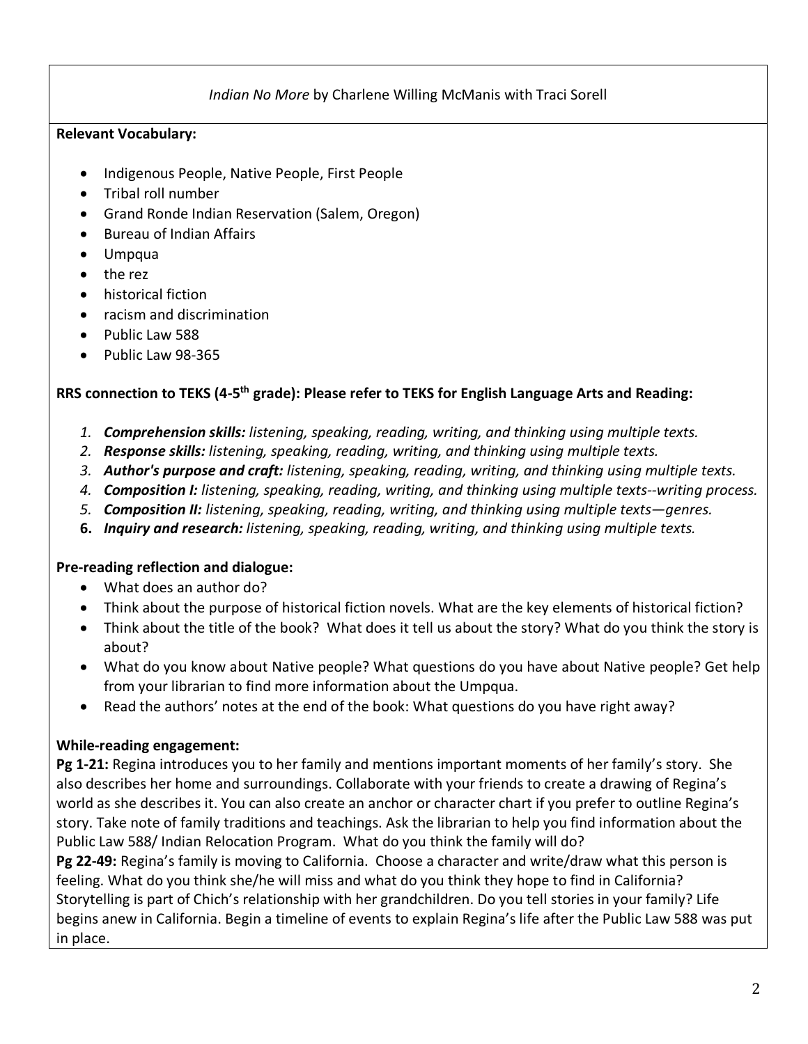*Indian No More* by Charlene Willing McManis with Traci Sorell

**Relevant Vocabulary:**

- Indigenous People, Native People, First People
- Tribal roll number
- Grand Ronde Indian Reservation (Salem, Oregon)
- Bureau of Indian Affairs
- Umpqua
- the rez
- historical fiction
- racism and discrimination
- Public Law 588
- Public Law 98-365

**RRS connection to TEKS (4-5th grade): Please refer to TEKS for English Language Arts and Reading:**

1. ***Comprehension skills:*** *listening, speaking, reading, writing, and thinking using multiple texts.*
2. ***Response skills:*** *listening, speaking, reading, writing, and thinking using multiple texts.*
3. ***Author's purpose and craft:*** *listening, speaking, reading, writing, and thinking using multiple texts.*
4. ***Composition I:*** *listening, speaking, reading, writing, and thinking using multiple texts--writing process.*
5. ***Composition II:*** *listening, speaking, reading, writing, and thinking using multiple texts—genres.*
6. ***Inquiry and research:*** *listening, speaking, reading, writing, and thinking using multiple texts.*

**Pre-reading reflection and dialogue:**

- What does an author do?
- Think about the purpose of historical fiction novels. What are the key elements of historical fiction?
- Think about the title of the book? What does it tell us about the story? What do you think the story is about?
- What do you know about Native people? What questions do you have about Native people? Get help from your librarian to find more information about the Umpqua.
- Read the authors' notes at the end of the book: What questions do you have right away?

**While-reading engagement:**

**Pg 1-21:** Regina introduces you to her family and mentions important moments of her family's story. She also describes her home and surroundings. Collaborate with your friends to create a drawing of Regina's world as she describes it. You can also create an anchor or character chart if you prefer to outline Regina's story. Take note of family traditions and teachings. Ask the librarian to help you find information about the Public Law 588/ Indian Relocation Program. What do you think the family will do?

**Pg 22-49:** Regina's family is moving to California. Choose a character and write/draw what this person is feeling. What do you think she/he will miss and what do you think they hope to find in California? Storytelling is part of Chich's relationship with her grandchildren. Do you tell stories in your family? Life begins anew in California. Begin a timeline of events to explain Regina's life after the Public Law 588 was put in place.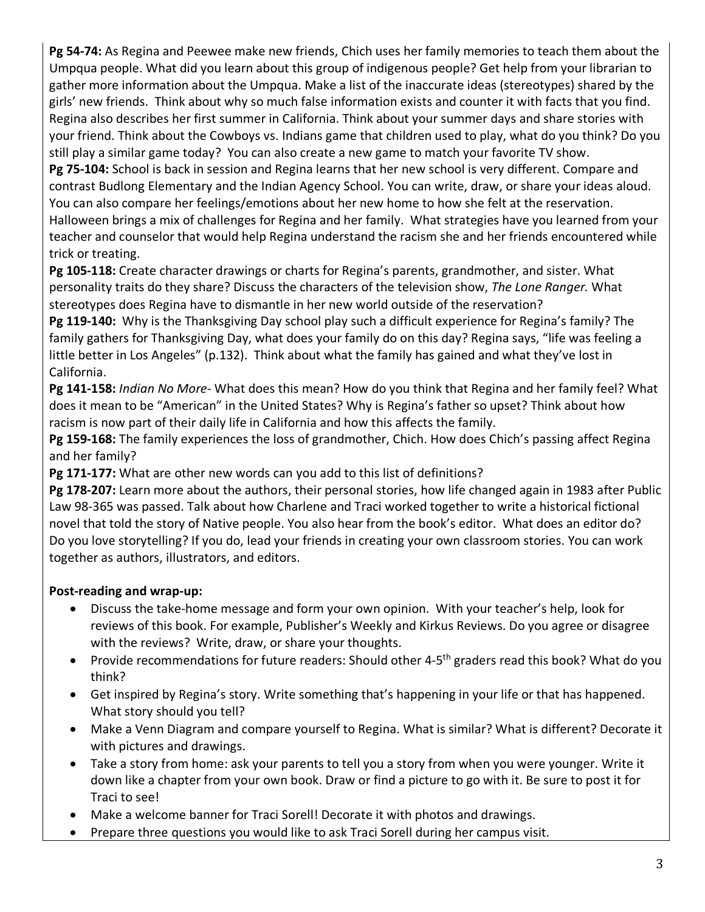**Pg 54-74:** As Regina and Peewee make new friends, Chich uses her family memories to teach them about the Umpqua people. What did you learn about this group of indigenous people? Get help from your librarian to gather more information about the Umpqua. Make a list of the inaccurate ideas (stereotypes) shared by the girls' new friends. Think about why so much false information exists and counter it with facts that you find. Regina also describes her first summer in California. Think about your summer days and share stories with your friend. Think about the Cowboys vs. Indians game that children used to play, what do you think? Do you still play a similar game today? You can also create a new game to match your favorite TV show.

**Pg 75-104:** School is back in session and Regina learns that her new school is very different. Compare and contrast Budlong Elementary and the Indian Agency School. You can write, draw, or share your ideas aloud. You can also compare her feelings/emotions about her new home to how she felt at the reservation. Halloween brings a mix of challenges for Regina and her family. What strategies have you learned from your teacher and counselor that would help Regina understand the racism she and her friends encountered while trick or treating.

**Pg 105-118:** Create character drawings or charts for Regina's parents, grandmother, and sister. What personality traits do they share? Discuss the characters of the television show, *The Lone Ranger.* What stereotypes does Regina have to dismantle in her new world outside of the reservation?

**Pg 119-140:** Why is the Thanksgiving Day school play such a difficult experience for Regina's family? The family gathers for Thanksgiving Day, what does your family do on this day? Regina says, "life was feeling a little better in Los Angeles" (p.132). Think about what the family has gained and what they've lost in California.

**Pg 141-158:** *Indian No More*- What does this mean? How do you think that Regina and her family feel? What does it mean to be "American" in the United States? Why is Regina's father so upset? Think about how racism is now part of their daily life in California and how this affects the family.

**Pg 159-168:** The family experiences the loss of grandmother, Chich. How does Chich's passing affect Regina and her family?

**Pg 171-177:** What are other new words can you add to this list of definitions?

**Pg 178-207:** Learn more about the authors, their personal stories, how life changed again in 1983 after Public Law 98-365 was passed. Talk about how Charlene and Traci worked together to write a historical fictional novel that told the story of Native people. You also hear from the book's editor. What does an editor do? Do you love storytelling? If you do, lead your friends in creating your own classroom stories. You can work together as authors, illustrators, and editors.

**Post-reading and wrap-up:**

- Discuss the take-home message and form your own opinion. With your teacher's help, look for reviews of this book. For example, Publisher's Weekly and Kirkus Reviews. Do you agree or disagree with the reviews? Write, draw, or share your thoughts.
- Provide recommendations for future readers: Should other 4-5th graders read this book? What do you think?
- Get inspired by Regina's story. Write something that's happening in your life or that has happened. What story should you tell?
- Make a Venn Diagram and compare yourself to Regina. What is similar? What is different? Decorate it with pictures and drawings.
- Take a story from home: ask your parents to tell you a story from when you were younger. Write it down like a chapter from your own book. Draw or find a picture to go with it. Be sure to post it for Traci to see!
- Make a welcome banner for Traci Sorell! Decorate it with photos and drawings.
- Prepare three questions you would like to ask Traci Sorell during her campus visit.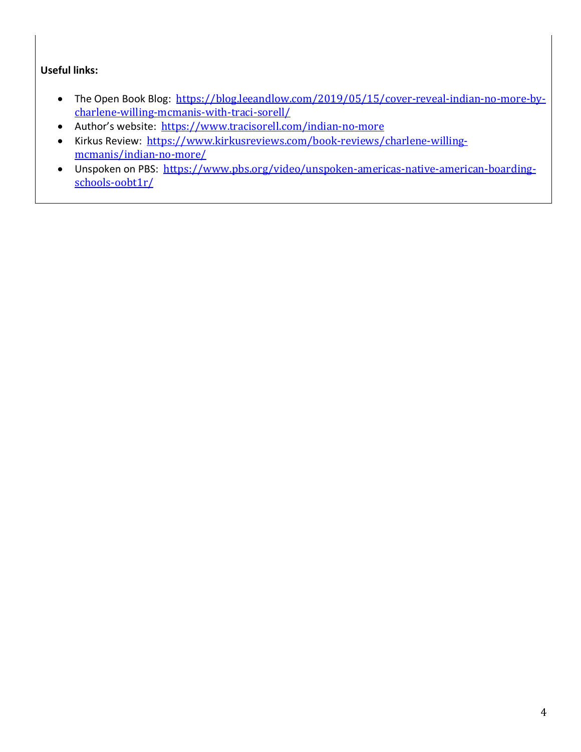**Useful links:**

- The Open Book Blog: https://blog.leeandlow.com/2019/05/15/cover-reveal-indian-no-more-by-charlene-willing-mcmanis-with-traci-sorell/
- Author's website: https://www.tracisorell.com/indian-no-more
- Kirkus Review: https://www.kirkusreviews.com/book-reviews/charlene-willing-mcmanis/indian-no-more/
- Unspoken on PBS: https://www.pbs.org/video/unspoken-americas-native-american-boarding-schools-oobt1r/